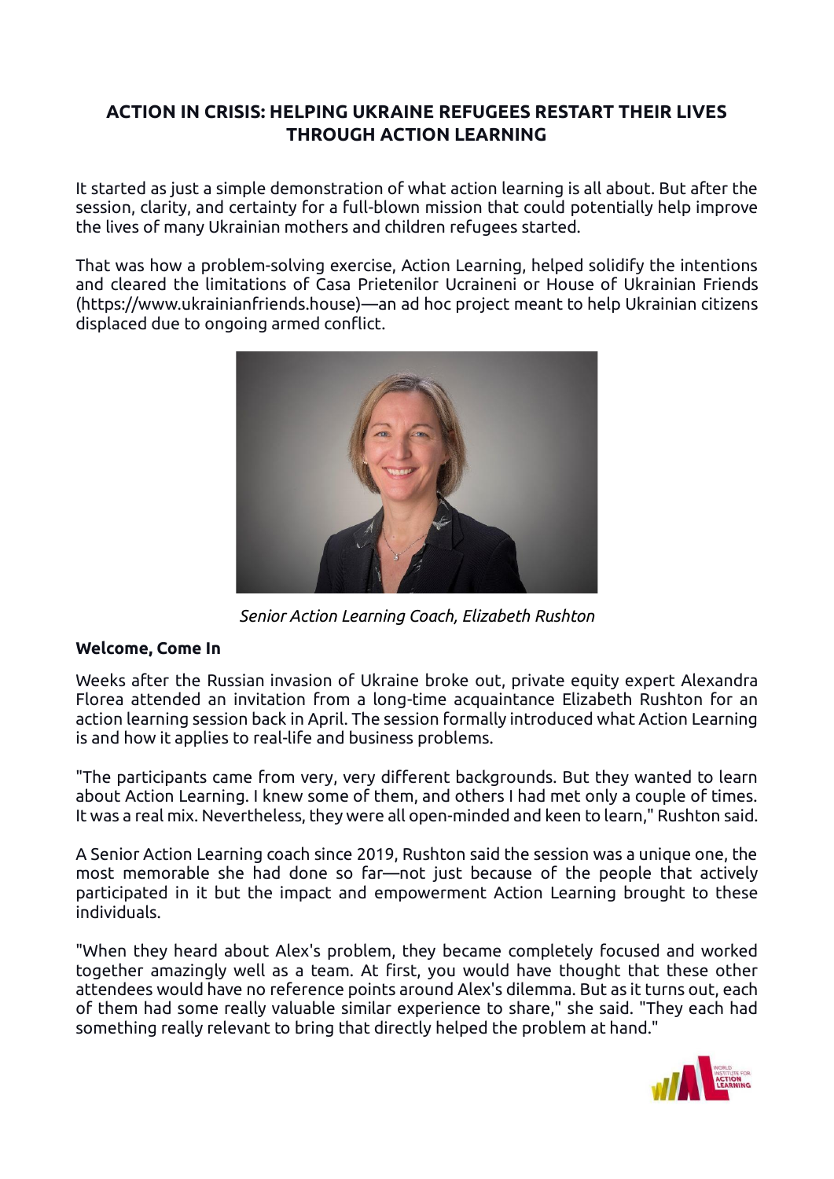## ACTION IN CRISIS: HELPING UKRAINE REFUGEES RESTART THEIR LIVES THROUGH ACTION LEARNING

It started as just a simple demonstration of what action learning is all about. But after the session, clarity, and certainty for a full-blown mission that could potentially help improve the lives of many Ukrainian mothers and children refugees started.

That was how a problem-solving exercise, Action Learning, helped solidify the intentions and cleared the limitations of Casa Prietenilor Ucraineni or House of Ukrainian Friends (https://www.ukrainianfriends.house)—an ad hoc project meant to help Ukrainian citizens displaced due to ongoing armed conflict.

*Senior Action Learning Coach, Elizabeth Rushton*

### Welcome, Come In

Weeks after the Russian invasion of Ukraine broke out, private equity expert Alexandra Florea attended an invitation from a long-time acquaintance Elizabeth Rushton for an action learning session back in April. The session formally introduced what Action Learning is and how it applies to real-life and business problems.

"The participants came from very, very different backgrounds. But they wanted to learn about Action Learning. I knew some of them, and others I had met only a couple of times. It was a real mix. Nevertheless, they were all open-minded and keen to learn," Rushton said.

A Senior Action Learning coach since 2019, Rushton said the session was a unique one, the most memorable she had done so far—not just because of the people that actively participated in it but the impact and empowerment Action Learning brought to these individuals.

"When they heard about Alex's problem, they became completely focused and worked together amazingly well as a team. At first, you would have thought that these other attendees would have no reference points around Alex's dilemma. But as it turns out, each of them had some really valuable similar experience to share," she said. "They each had something really relevant to bring that directly helped the problem at hand."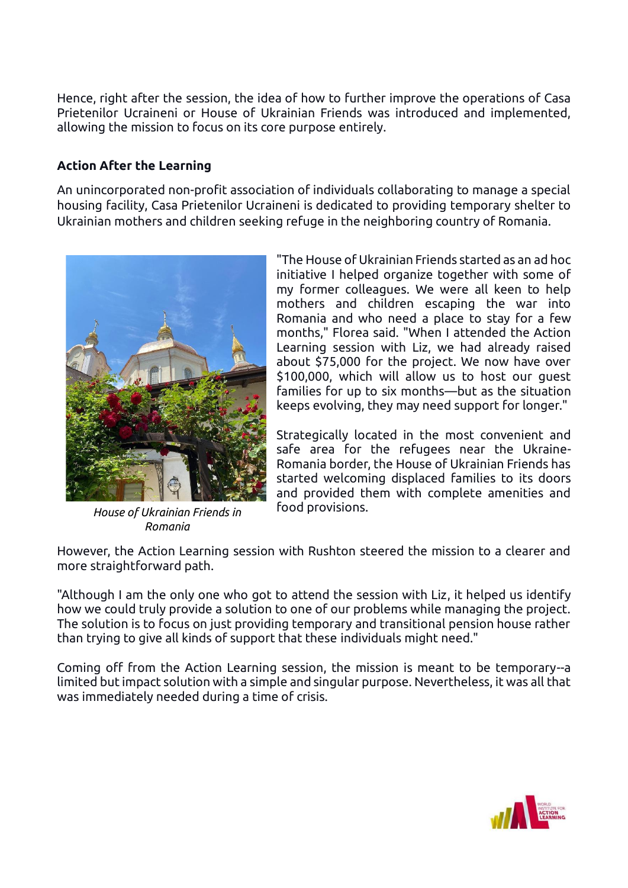Hence, right after the session, the idea of how to further improve the operations of Casa Prietenilor Ucraineni or House of Ukrainian Friends was introduced and implemented, allowing the mission to focus on its core purpose entirely.

**Action After the Learning**

An unincorporated non-profit association of individuals collaborating to manage a special housing facility, Casa Prietenilor Ucraineni is dedicated to providing temporary shelter to Ukrainian mothers and children seeking refuge in the neighboring country of Romania.

*House of Ukrainian Friends in Romania*

"The House of Ukrainian Friends started as an ad hoc initiative I helped organize together with some of my former colleagues. We were all keen to help mothers and children escaping the war into Romania and who need a place to stay for a few months," Florea said. "When I attended the Action Learning session with Liz, we had already raised about $75,000 for the project. We now have over $100,000, which will allow us to host our guest families for up to six months—but as the situation keeps evolving, they may need support for longer."

Strategically located in the most convenient and safe area for the refugees near the Ukraine-Romania border, the House of Ukrainian Friends has started welcoming displaced families to its doors and provided them with complete amenities and food provisions.

However, the Action Learning session with Rushton steered the mission to a clearer and more straightforward path.

"Although I am the only one who got to attend the session with Liz, it helped us identify how we could truly provide a solution to one of our problems while managing the project. The solution is to focus on just providing temporary and transitional pension house rather than trying to give all kinds of support that these individuals might need."

Coming off from the Action Learning session, the mission is meant to be temporary--a limited but impact solution with a simple and singular purpose. Nevertheless, it was all that was immediately needed during a time of crisis.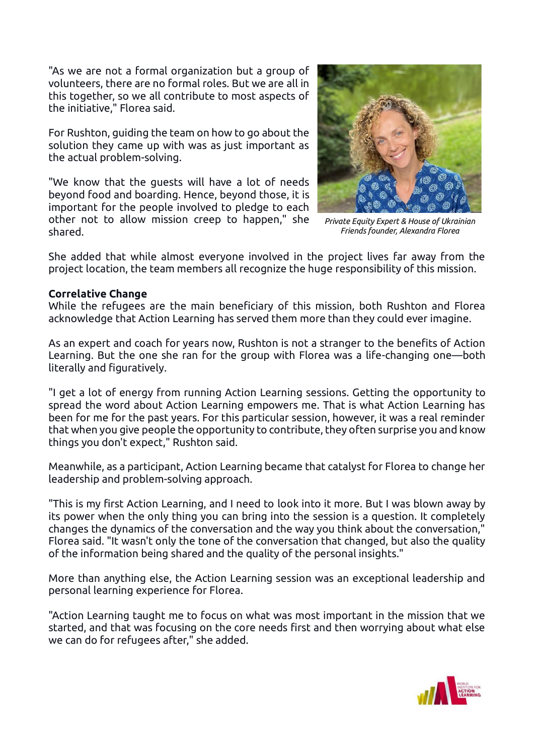"As we are not a formal organization but a group of volunteers, there are no formal roles. But we are all in this together, so we all contribute to most aspects of the initiative," Florea said.

For Rushton, guiding the team on how to go about the solution they came up with was as just important as the actual problem-solving.

"We know that the guests will have a lot of needs beyond food and boarding. Hence, beyond those, it is important for the people involved to pledge to each other not to allow mission creep to happen," she shared.

*Private Equity Expert & House of Ukrainian Friends founder, Alexandra Florea*

She added that while almost everyone involved in the project lives far away from the project location, the team members all recognize the huge responsibility of this mission.

**Correlative Change**

While the refugees are the main beneficiary of this mission, both Rushton and Florea acknowledge that Action Learning has served them more than they could ever imagine.

As an expert and coach for years now, Rushton is not a stranger to the benefits of Action Learning. But the one she ran for the group with Florea was a life-changing one—both literally and figuratively.

"I get a lot of energy from running Action Learning sessions. Getting the opportunity to spread the word about Action Learning empowers me. That is what Action Learning has been for me for the past years. For this particular session, however, it was a real reminder that when you give people the opportunity to contribute, they often surprise you and know things you don't expect," Rushton said.

Meanwhile, as a participant, Action Learning became that catalyst for Florea to change her leadership and problem-solving approach.

"This is my first Action Learning, and I need to look into it more. But I was blown away by its power when the only thing you can bring into the session is a question. It completely changes the dynamics of the conversation and the way you think about the conversation," Florea said. "It wasn't only the tone of the conversation that changed, but also the quality of the information being shared and the quality of the personal insights."

More than anything else, the Action Learning session was an exceptional leadership and personal learning experience for Florea.

"Action Learning taught me to focus on what was most important in the mission that we started, and that was focusing on the core needs first and then worrying about what else we can do for refugees after," she added.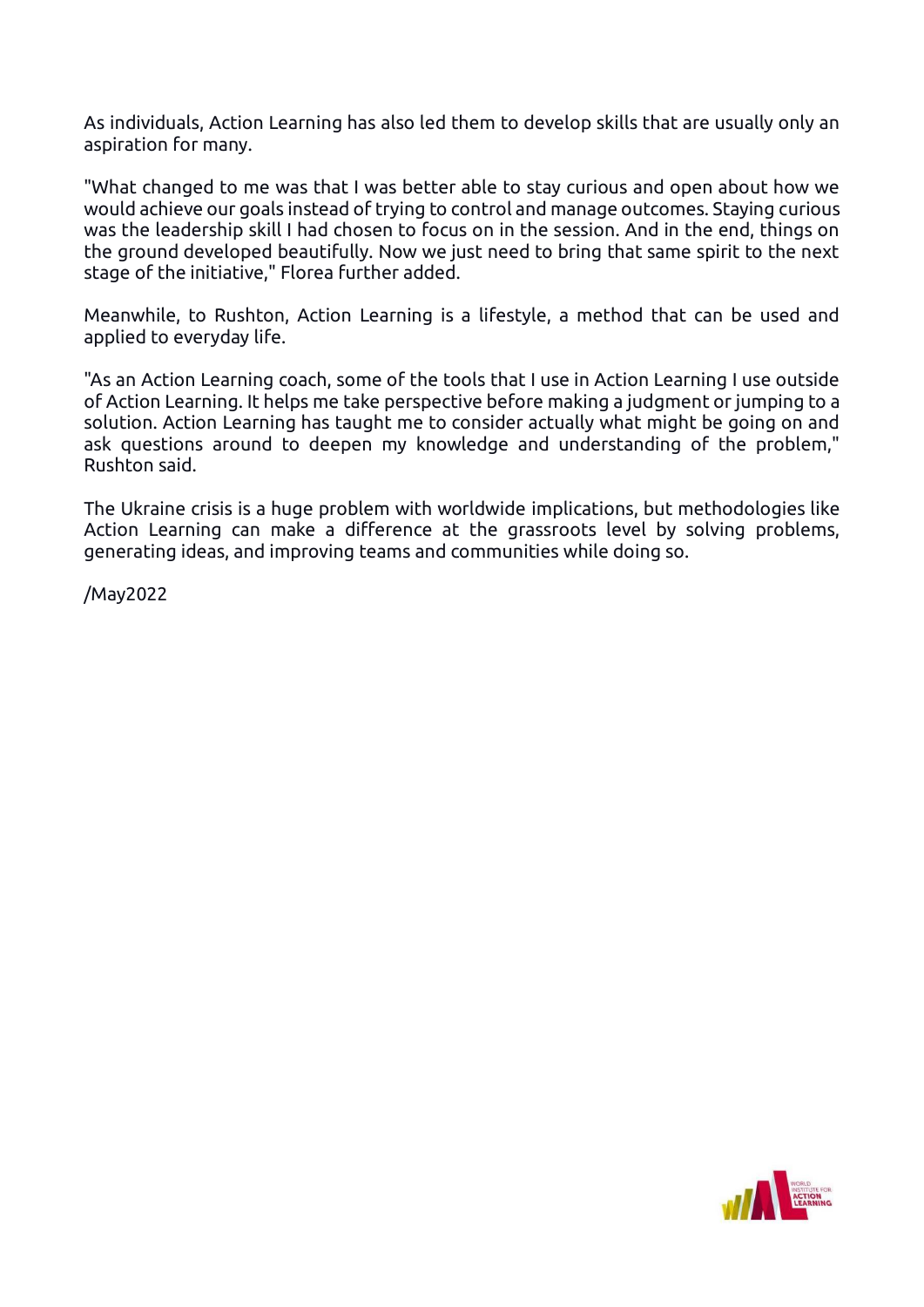As individuals, Action Learning has also led them to develop skills that are usually only an aspiration for many.

"What changed to me was that I was better able to stay curious and open about how we would achieve our goals instead of trying to control and manage outcomes. Staying curious was the leadership skill I had chosen to focus on in the session. And in the end, things on the ground developed beautifully. Now we just need to bring that same spirit to the next stage of the initiative," Florea further added.

Meanwhile, to Rushton, Action Learning is a lifestyle, a method that can be used and applied to everyday life.

"As an Action Learning coach, some of the tools that I use in Action Learning I use outside of Action Learning. It helps me take perspective before making a judgment or jumping to a solution. Action Learning has taught me to consider actually what might be going on and ask questions around to deepen my knowledge and understanding of the problem," Rushton said.

The Ukraine crisis is a huge problem with worldwide implications, but methodologies like Action Learning can make a difference at the grassroots level by solving problems, generating ideas, and improving teams and communities while doing so.

/May2022